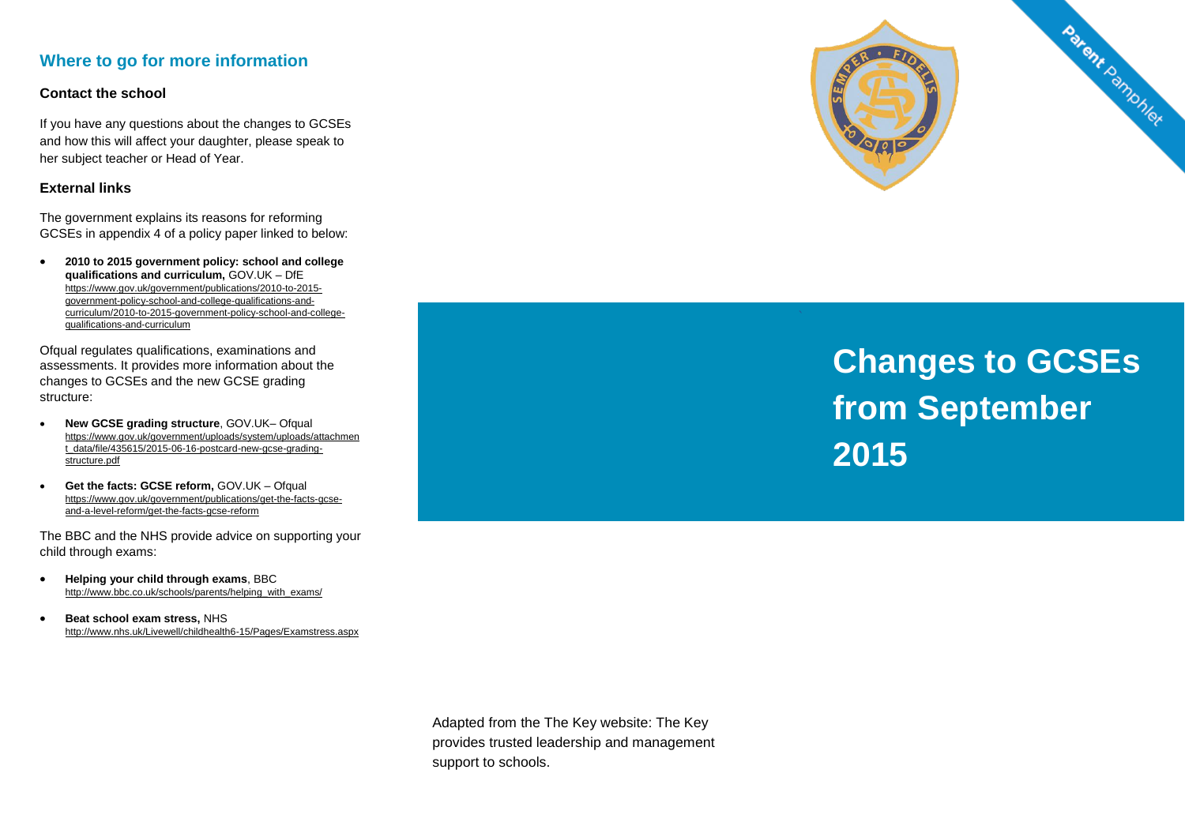## Where to go for more information

### Contact the school

If you have any questions about the changes to GCSEs and how this will affect your daughter, please speak to her subject teacher or Head of Year.

### External links

The government explains its reasons for reforming GCSEs in appendix 4 of a policy paper linked to below:

- **2010 to 2015 government policy: school and college qualifications and curriculum,** GOV.UK – DfE
  https://www.gov.uk/government/publications/2010-to-2015-government-policy-school-and-college-qualifications-and-curriculum/2010-to-2015-government-policy-school-and-college-qualifications-and-curriculum

Ofqual regulates qualifications, examinations and assessments. It provides more information about the changes to GCSEs and the new GCSE grading structure:

- **New GCSE grading structure**, GOV.UK– Ofqual
  https://www.gov.uk/government/uploads/system/uploads/attachment_data/file/435615/2015-06-16-postcard-new-gcse-grading-structure.pdf
- **Get the facts: GCSE reform,** GOV.UK – Ofqual
  https://www.gov.uk/government/publications/get-the-facts-gcse-and-a-level-reform/get-the-facts-gcse-reform

The BBC and the NHS provide advice on supporting your child through exams:

- **Helping your child through exams**, BBC
  http://www.bbc.co.uk/schools/parents/helping_with_exams/
- **Beat school exam stress,** NHS
  http://www.nhs.uk/Livewell/childhealth6-15/Pages/Examstress.aspx

Parent Pamphlet

# Changes to GCSEs from September 2015

Adapted from the The Key website: The Key provides trusted leadership and management support to schools.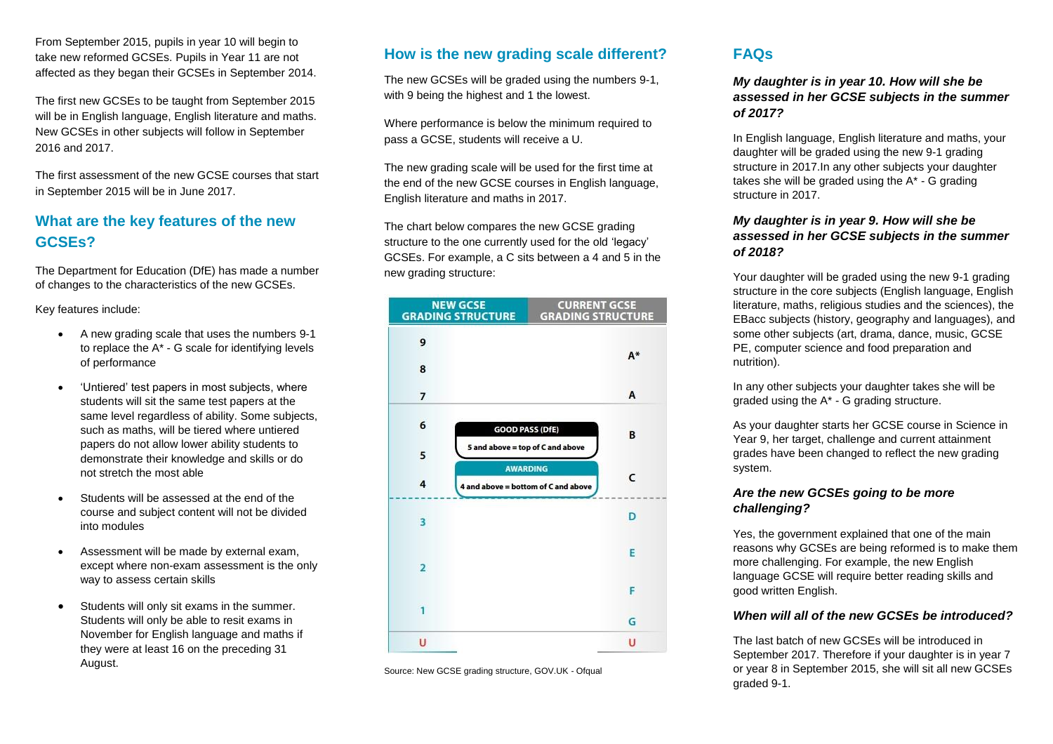From September 2015, pupils in year 10 will begin to take new reformed GCSEs. Pupils in Year 11 are not affected as they began their GCSEs in September 2014.

The first new GCSEs to be taught from September 2015 will be in English language, English literature and maths. New GCSEs in other subjects will follow in September 2016 and 2017.

The first assessment of the new GCSE courses that start in September 2015 will be in June 2017.

## What are the key features of the new GCSEs?

The Department for Education (DfE) has made a number of changes to the characteristics of the new GCSEs.

Key features include:

- A new grading scale that uses the numbers 9-1 to replace the A* - G scale for identifying levels of performance
- 'Untiered' test papers in most subjects, where students will sit the same test papers at the same level regardless of ability. Some subjects, such as maths, will be tiered where untiered papers do not allow lower ability students to demonstrate their knowledge and skills or do not stretch the most able
- Students will be assessed at the end of the course and subject content will not be divided into modules
- Assessment will be made by external exam, except where non-exam assessment is the only way to assess certain skills
- Students will only sit exams in the summer. Students will only be able to resit exams in November for English language and maths if they were at least 16 on the preceding 31 August.

## How is the new grading scale different?

The new GCSEs will be graded using the numbers 9-1, with 9 being the highest and 1 the lowest.

Where performance is below the minimum required to pass a GCSE, students will receive a U.

The new grading scale will be used for the first time at the end of the new GCSE courses in English language, English literature and maths in 2017.

The chart below compares the new GCSE grading structure to the one currently used for the old 'legacy' GCSEs. For example, a C sits between a 4 and 5 in the new grading structure:

NEW GCSE GRADING STRUCTURE
CURRENT GCSE GRADING STRUCTURE

9
8
7
6
5
4
3
2
1
U

A*
A
B
C
D
E
F
G
U

GOOD PASS (DfE)
5 and above = top of C and above

AWARDING
4 and above = bottom of C and above

Source: New GCSE grading structure, GOV.UK - Ofqual

## FAQs

### *My daughter is in year 10. How will she be assessed in her GCSE subjects in the summer of 2017?*

In English language, English literature and maths, your daughter will be graded using the new 9-1 grading structure in 2017.In any other subjects your daughter takes she will be graded using the A* - G grading structure in 2017.

### *My daughter is in year 9. How will she be assessed in her GCSE subjects in the summer of 2018?*

Your daughter will be graded using the new 9-1 grading structure in the core subjects (English language, English literature, maths, religious studies and the sciences), the EBacc subjects (history, geography and languages), and some other subjects (art, drama, dance, music, GCSE PE, computer science and food preparation and nutrition).

In any other subjects your daughter takes she will be graded using the A* - G grading structure.

As your daughter starts her GCSE course in Science in Year 9, her target, challenge and current attainment grades have been changed to reflect the new grading system.

### *Are the new GCSEs going to be more challenging?*

Yes, the government explained that one of the main reasons why GCSEs are being reformed is to make them more challenging. For example, the new English language GCSE will require better reading skills and good written English.

### *When will all of the new GCSEs be introduced?*

The last batch of new GCSEs will be introduced in September 2017. Therefore if your daughter is in year 7 or year 8 in September 2015, she will sit all new GCSEs graded 9-1.